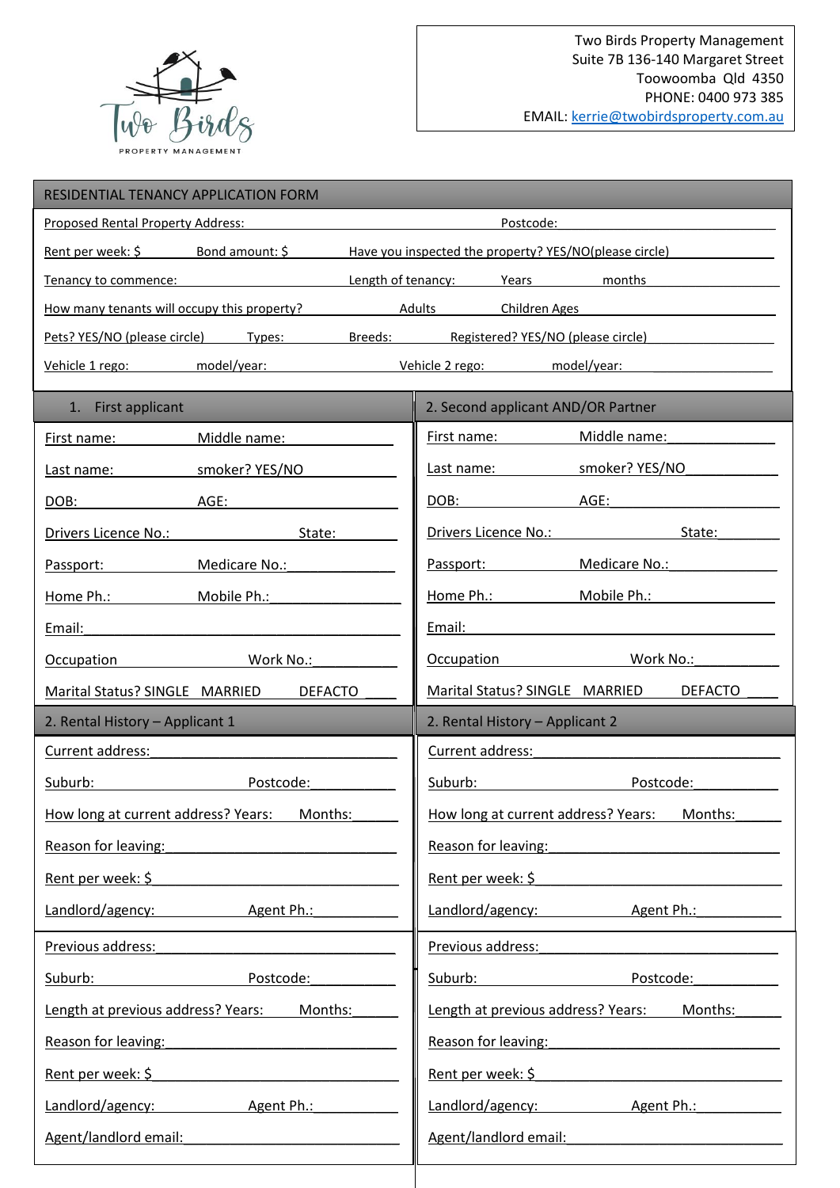Two Birds Property Management
Suite 7B 136-140 Margaret Street
Toowoomba Qld 4350
PHONE: 0400 973 385
EMAIL: kerrie@twobirdsproperty.com.au

# RESIDENTIAL TENANCY APPLICATION FORM

Proposed Rental Property Address: ______________________ Postcode: __________

Rent per week: $ ______ Bond amount: $ ______ Have you inspected the property? YES/NO(please circle)

Tenancy to commence: ______________ Length of tenancy: ______ Years ______ months

How many tenants will occupy this property? ______ Adults ______ Children Ages ______

Pets? YES/NO (please circle) Types: ______ Breeds: ______ Registered? YES/NO (please circle)

Vehicle 1 rego: ______ model/year: ______ Vehicle 2 rego: ______ model/year: ______

## 1. First applicant

First name: ______ Middle name: ______

Last name: ______ smoker? YES/NO

DOB: ______ AGE: ______

Drivers Licence No.: ______ State: ______

Passport: ______ Medicare No.: ______

Home Ph.: ______ Mobile Ph.: ______

Email: ______

Occupation ______ Work No.: ______

Marital Status? SINGLE MARRIED DEFACTO ____

## 2. Second applicant AND/OR Partner

First name: ______ Middle name: ______

Last name: ______ smoker? YES/NO ______

DOB: ______ AGE: ______

Drivers Licence No.: ______ State: ______

Passport: ______ Medicare No.: ______

Home Ph.: ______ Mobile Ph.: ______

Email: ______

Occupation ______ Work No.: ______

Marital Status? SINGLE MARRIED DEFACTO ____

## 2. Rental History – Applicant 1

Current address: ______

Suburb: ______ Postcode: ______

How long at current address? Years: ______ Months: ______

Reason for leaving: ______

Rent per week: $ ______

Landlord/agency: ______ Agent Ph.: ______

Previous address: ______

Suburb: ______ Postcode: ______

Length at previous address? Years: ______ Months: ______

Reason for leaving: ______

Rent per week: $ ______

Landlord/agency: ______ Agent Ph.: ______

Agent/landlord email: ______

## 2. Rental History – Applicant 2

Current address: ______

Suburb: ______ Postcode: ______

How long at current address? Years: ______ Months: ______

Reason for leaving: ______

Rent per week: $ ______

Landlord/agency: ______ Agent Ph.: ______

Previous address: ______

Suburb: ______ Postcode: ______

Length at previous address? Years: ______ Months: ______

Reason for leaving: ______

Rent per week: $ ______

Landlord/agency: ______ Agent Ph.: ______

Agent/landlord email: ______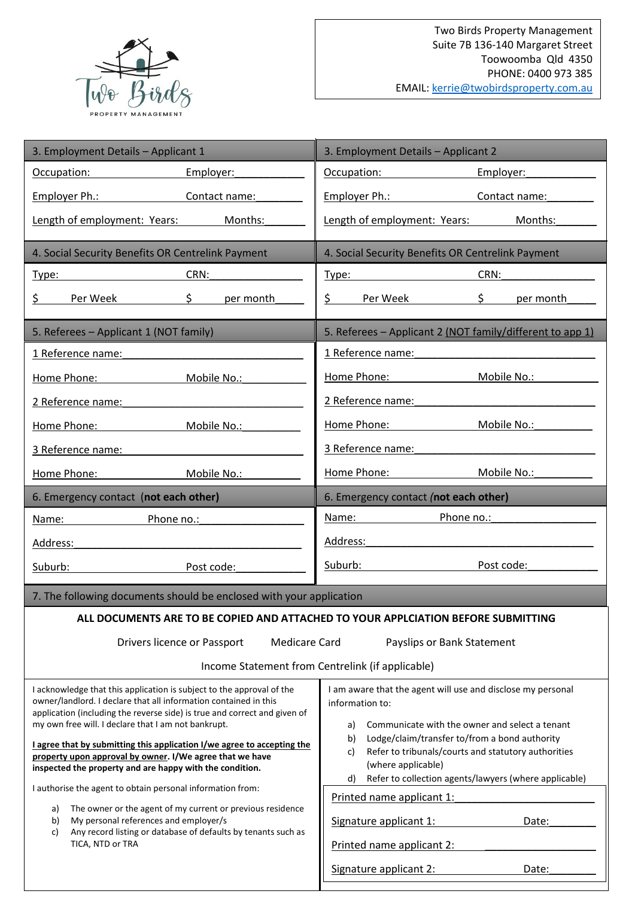Two Birds Property Management
Suite 7B 136-140 Margaret Street
Toowoomba Qld 4350
PHONE: 0400 973 385
EMAIL: kerrie@twobirdsproperty.com.au

## 3. Employment Details – Applicant 1

Occupation: ____________ Employer:____________

Employer Ph.: ____________ Contact name:________

Length of employment: Years: ________ Months:_______

## 3. Employment Details – Applicant 2

Occupation: ____________ Employer:____________

Employer Ph.: ____________ Contact name:________

Length of employment: Years: ________ Months:_______

## 4. Social Security Benefits OR Centrelink Payment (Applicant 1)

Type: ____________ CRN:________________

$ ______ Per Week ______ $ ______ per month_____

## 4. Social Security Benefits OR Centrelink Payment (Applicant 2)

Type: ____________ CRN:________________

$ ______ Per Week ______ $ ______ per month_____

## 5. Referees – Applicant 1 (NOT family)

1 Reference name:________________________________

Home Phone: ____________ Mobile No.:___________

2 Reference name:________________________________

Home Phone: ____________ Mobile No.:__________

3 Reference name:________________________________

Home Phone: ____________ Mobile No.:__________

## 5. Referees – Applicant 2 (NOT family/different to app 1)

1 Reference name:________________________________

Home Phone: ____________ Mobile No.:___________

2 Reference name:________________________________

Home Phone: ____________ Mobile No.:__________

3 Reference name:________________________________

Home Phone: ____________ Mobile No.:__________

## 6. Emergency contact (**not each other**) (Applicant 1)

Name: ____________ Phone no.:_________________

Address:_________________________________________

Suburb: ____________ Post code:____________

## 6. Emergency contact (**not each other**) (Applicant 2)

Name: ____________ Phone no.:_________________

Address:_________________________________________

Suburb: ____________ Post code:____________

## 7. The following documents should be enclosed with your application

**ALL DOCUMENTS ARE TO BE COPIED AND ATTACHED TO YOUR APPLCIATION BEFORE SUBMITTING**

Drivers licence or Passport     Medicare Card     Payslips or Bank Statement

Income Statement from Centrelink (if applicable)

I acknowledge that this application is subject to the approval of the owner/landlord. I declare that all information contained in this application (including the reverse side) is true and correct and given of my own free will. I declare that I am not bankrupt.

**I agree that by submitting this application I/we agree to accepting the property upon approval by owner. I/We agree that we have inspected the property and are happy with the condition.**

I authorise the agent to obtain personal information from:

a) The owner or the agent of my current or previous residence
b) My personal references and employer/s
c) Any record listing or database of defaults by tenants such as TICA, NTD or TRA

I am aware that the agent will use and disclose my personal information to:

a) Communicate with the owner and select a tenant
b) Lodge/claim/transfer to/from a bond authority
c) Refer to tribunals/courts and statutory authorities (where applicable)
d) Refer to collection agents/lawyers (where applicable)

Printed name applicant 1:________________________

Signature applicant 1: ____________ Date:________

Printed name applicant 2: ________________________

Signature applicant 2: ____________ Date:________